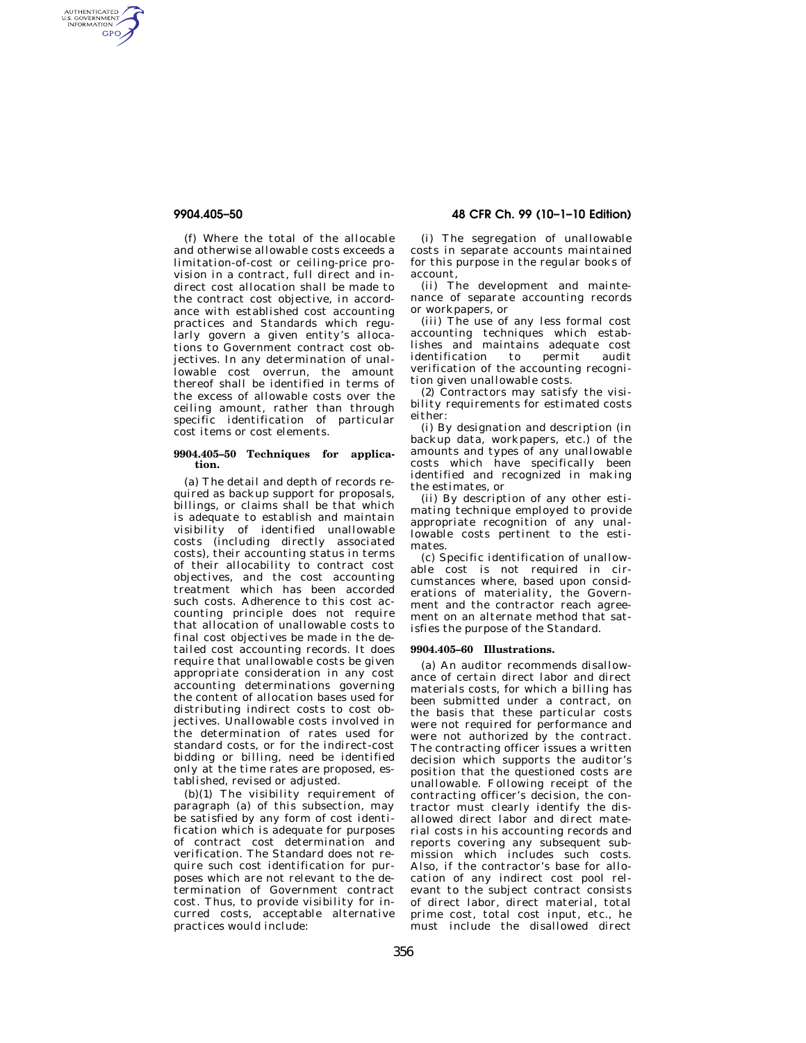(f) Where the total of the allocable and otherwise allowable costs exceeds a limitation-of-cost or ceiling-price provision in a contract, full direct and indirect cost allocation shall be made to the contract cost objective, in accordance with established cost accounting practices and Standards which regularly govern a given entity's allocations to Government contract cost objectives. In any determination of unallowable cost overrun, the amount thereof shall be identified in terms of the excess of allowable costs over the ceiling amount, rather than through specific identification of particular cost items or cost elements.

#### 9904.405–50 Techniques for application.

(a) The detail and depth of records required as backup support for proposals, billings, or claims shall be that which is adequate to establish and maintain visibility of identified unallowable costs (including directly associated costs), their accounting status in terms of their allocability to contract cost objectives, and the cost accounting treatment which has been accorded such costs. Adherence to this cost accounting principle does not require that allocation of unallowable costs to final cost objectives be made in the detailed cost accounting records. It does require that unallowable costs be given appropriate consideration in any cost accounting determinations governing the content of allocation bases used for distributing indirect costs to cost objectives. Unallowable costs involved in the determination of rates used for standard costs, or for the indirect-cost bidding or billing, need be identified only at the time rates are proposed, established, revised or adjusted.

(b)(1) The visibility requirement of paragraph (a) of this subsection, may be satisfied by any form of cost identification which is adequate for purposes of contract cost determination and verification. The Standard does not require such cost identification for purposes which are not relevant to the determination of Government contract cost. Thus, to provide visibility for incurred costs, acceptable alternative practices would include:

(i) The segregation of unallowable costs in separate accounts maintained for this purpose in the regular books of account,

(ii) The development and maintenance of separate accounting records or workpapers, or

(iii) The use of any less formal cost accounting techniques which establishes and maintains adequate cost identification to permit audit verification of the accounting recognition given unallowable costs.

(2) Contractors may satisfy the visibility requirements for estimated costs either:

(i) By designation and description (in backup data, workpapers, etc.) of the amounts and types of any unallowable costs which have specifically been identified and recognized in making the estimates, or

(ii) By description of any other estimating technique employed to provide appropriate recognition of any unallowable costs pertinent to the estimates.

(c) Specific identification of unallowable cost is not required in circumstances where, based upon considerations of materiality, the Government and the contractor reach agreement on an alternate method that satisfies the purpose of the Standard.

#### 9904.405–60 Illustrations.

(a) An auditor recommends disallowance of certain direct labor and direct materials costs, for which a billing has been submitted under a contract, on the basis that these particular costs were not required for performance and were not authorized by the contract. The contracting officer issues a written decision which supports the auditor's position that the questioned costs are unallowable. Following receipt of the contracting officer's decision, the contractor must clearly identify the disallowed direct labor and direct material costs in his accounting records and reports covering any subsequent submission which includes such costs. Also, if the contractor's base for allocation of any indirect cost pool relevant to the subject contract consists of direct labor, direct material, total prime cost, total cost input, etc., he must include the disallowed direct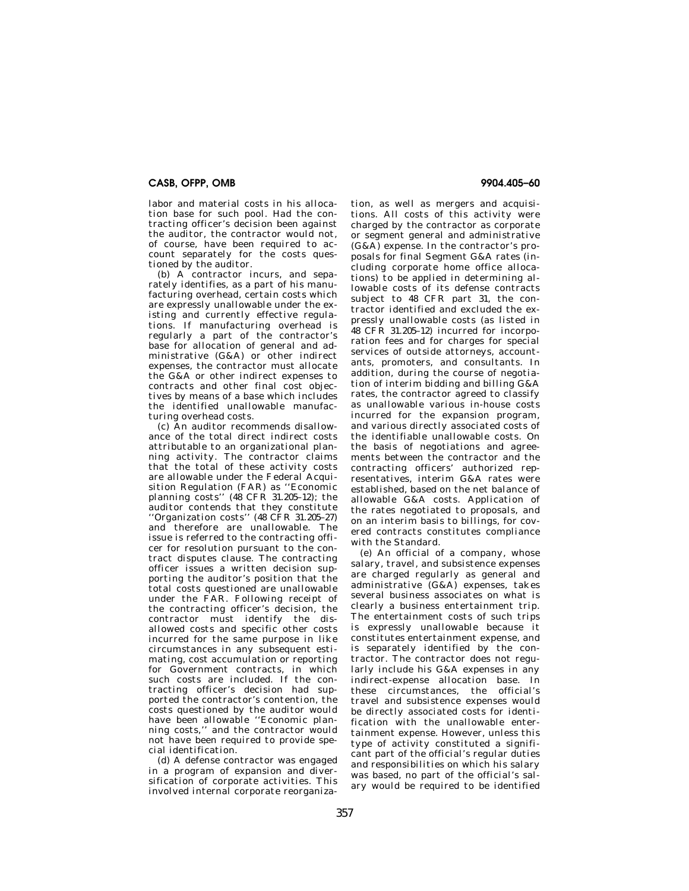labor and material costs in his allocation base for such pool. Had the contracting officer's decision been against the auditor, the contractor would not, of course, have been required to account separately for the costs questioned by the auditor.

(b) A contractor incurs, and separately identifies, as a part of his manufacturing overhead, certain costs which are expressly unallowable under the existing and currently effective regulations. If manufacturing overhead is regularly a part of the contractor's base for allocation of general and administrative (G&A) or other indirect expenses, the contractor must allocate the G&A or other indirect expenses to contracts and other final cost objectives by means of a base which includes the identified unallowable manufacturing overhead costs.

(c) An auditor recommends disallowance of the total direct indirect costs attributable to an organizational planning activity. The contractor claims that the total of these activity costs are allowable under the Federal Acquisition Regulation (FAR) as ''Economic planning costs'' (48 CFR 31.205–12); the auditor contends that they constitute ''Organization costs'' (48 CFR 31.205–27) and therefore are unallowable. The issue is referred to the contracting officer for resolution pursuant to the contract disputes clause. The contracting officer issues a written decision supporting the auditor's position that the total costs questioned are unallowable under the FAR. Following receipt of the contracting officer's decision, the contractor must identify the disallowed costs and specific other costs incurred for the same purpose in like circumstances in any subsequent estimating, cost accumulation or reporting for Government contracts, in which such costs are included. If the contracting officer's decision had supported the contractor's contention, the costs questioned by the auditor would have been allowable ''Economic planning costs,'' and the contractor would not have been required to provide special identification.

(d) A defense contractor was engaged in a program of expansion and diversification of corporate activities. This involved internal corporate reorganization, as well as mergers and acquisitions. All costs of this activity were charged by the contractor as corporate or segment general and administrative (G&A) expense. In the contractor's proposals for final Segment G&A rates (including corporate home office allocations) to be applied in determining allowable costs of its defense contracts subject to 48 CFR part 31, the contractor identified and excluded the expressly unallowable costs (as listed in 48 CFR 31.205–12) incurred for incorporation fees and for charges for special services of outside attorneys, accountants, promoters, and consultants. In addition, during the course of negotiation of interim bidding and billing G&A rates, the contractor agreed to classify as unallowable various in-house costs incurred for the expansion program, and various directly associated costs of the identifiable unallowable costs. On the basis of negotiations and agreements between the contractor and the contracting officers' authorized representatives, interim G&A rates were established, based on the net balance of allowable G&A costs. Application of the rates negotiated to proposals, and on an interim basis to billings, for covered contracts constitutes compliance with the Standard.

(e) An official of a company, whose salary, travel, and subsistence expenses are charged regularly as general and administrative (G&A) expenses, takes several business associates on what is clearly a business entertainment trip. The entertainment costs of such trips is expressly unallowable because it constitutes entertainment expense, and is separately identified by the contractor. The contractor does not regularly include his G&A expenses in any indirect-expense allocation base. In these circumstances, the official's travel and subsistence expenses would be directly associated costs for identification with the unallowable entertainment expense. However, unless this type of activity constituted a significant part of the official's regular duties and responsibilities on which his salary was based, no part of the official's salary would be required to be identified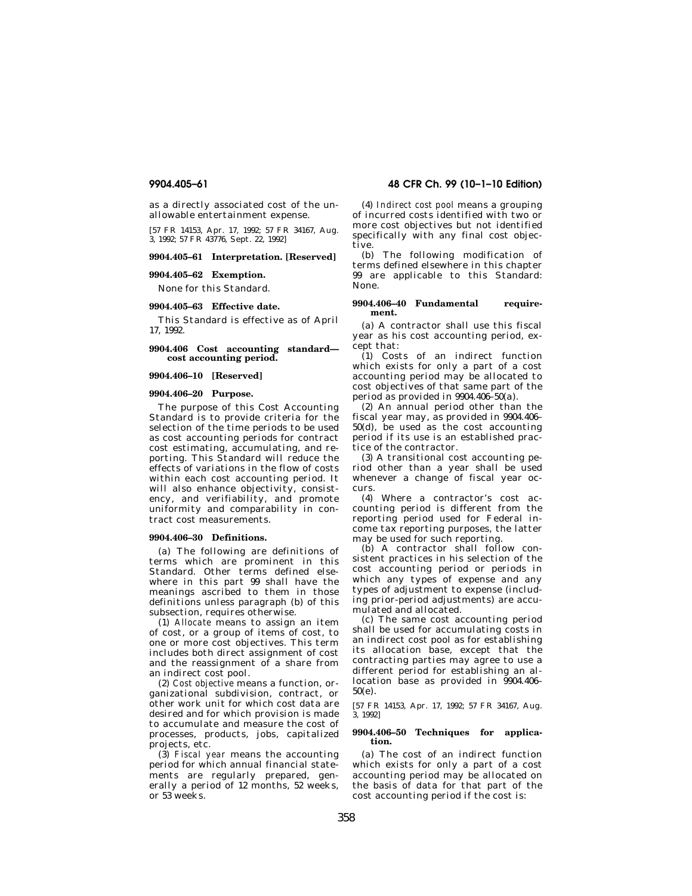as a directly associated cost of the unallowable entertainment expense.

[57 FR 14153, Apr. 17, 1992; 57 FR 34167, Aug. 3, 1992; 57 FR 43776, Sept. 22, 1992]

### 9904.405–61 Interpretation. [Reserved]

### 9904.405–62 Exemption.

None for this Standard.

### 9904.405–63 Effective date.

This Standard is effective as of April 17, 1992.

## 9904.406 Cost accounting standard—cost accounting period.

### 9904.406–10 [Reserved]

### 9904.406–20 Purpose.

The purpose of this Cost Accounting Standard is to provide criteria for the selection of the time periods to be used as cost accounting periods for contract cost estimating, accumulating, and reporting. This Standard will reduce the effects of variations in the flow of costs within each cost accounting period. It will also enhance objectivity, consistency, and verifiability, and promote uniformity and comparability in contract cost measurements.

### 9904.406–30 Definitions.

(a) The following are definitions of terms which are prominent in this Standard. Other terms defined elsewhere in this part 99 shall have the meanings ascribed to them in those definitions unless paragraph (b) of this subsection, requires otherwise.

(1) *Allocate* means to assign an item of cost, or a group of items of cost, to one or more cost objectives. This term includes both direct assignment of cost and the reassignment of a share from an indirect cost pool.

(2) *Cost objective* means a function, organizational subdivision, contract, or other work unit for which cost data are desired and for which provision is made to accumulate and measure the cost of processes, products, jobs, capitalized projects, etc.

(3) *Fiscal year* means the accounting period for which annual financial statements are regularly prepared, generally a period of 12 months, 52 weeks, or 53 weeks.

(4) *Indirect cost pool* means a grouping of incurred costs identified with two or more cost objectives but not identified specifically with any final cost objective.

(b) The following modification of terms defined elsewhere in this chapter 99 are applicable to this Standard: None.

### 9904.406–40 Fundamental requirement.

(a) A contractor shall use this fiscal year as his cost accounting period, except that:

(1) Costs of an indirect function which exists for only a part of a cost accounting period may be allocated to cost objectives of that same part of the period as provided in 9904.406–50(a).

(2) An annual period other than the fiscal year may, as provided in 9904.406–50(d), be used as the cost accounting period if its use is an established practice of the contractor.

(3) A transitional cost accounting period other than a year shall be used whenever a change of fiscal year occurs.

(4) Where a contractor's cost accounting period is different from the reporting period used for Federal income tax reporting purposes, the latter may be used for such reporting.

(b) A contractor shall follow consistent practices in his selection of the cost accounting period or periods in which any types of expense and any types of adjustment to expense (including prior-period adjustments) are accumulated and allocated.

(c) The same cost accounting period shall be used for accumulating costs in an indirect cost pool as for establishing its allocation base, except that the contracting parties may agree to use a different period for establishing an allocation base as provided in 9904.406–50(e).

[57 FR 14153, Apr. 17, 1992; 57 FR 34167, Aug. 3, 1992]

### 9904.406–50 Techniques for application.

(a) The cost of an indirect function which exists for only a part of a cost accounting period may be allocated on the basis of data for that part of the cost accounting period if the cost is: